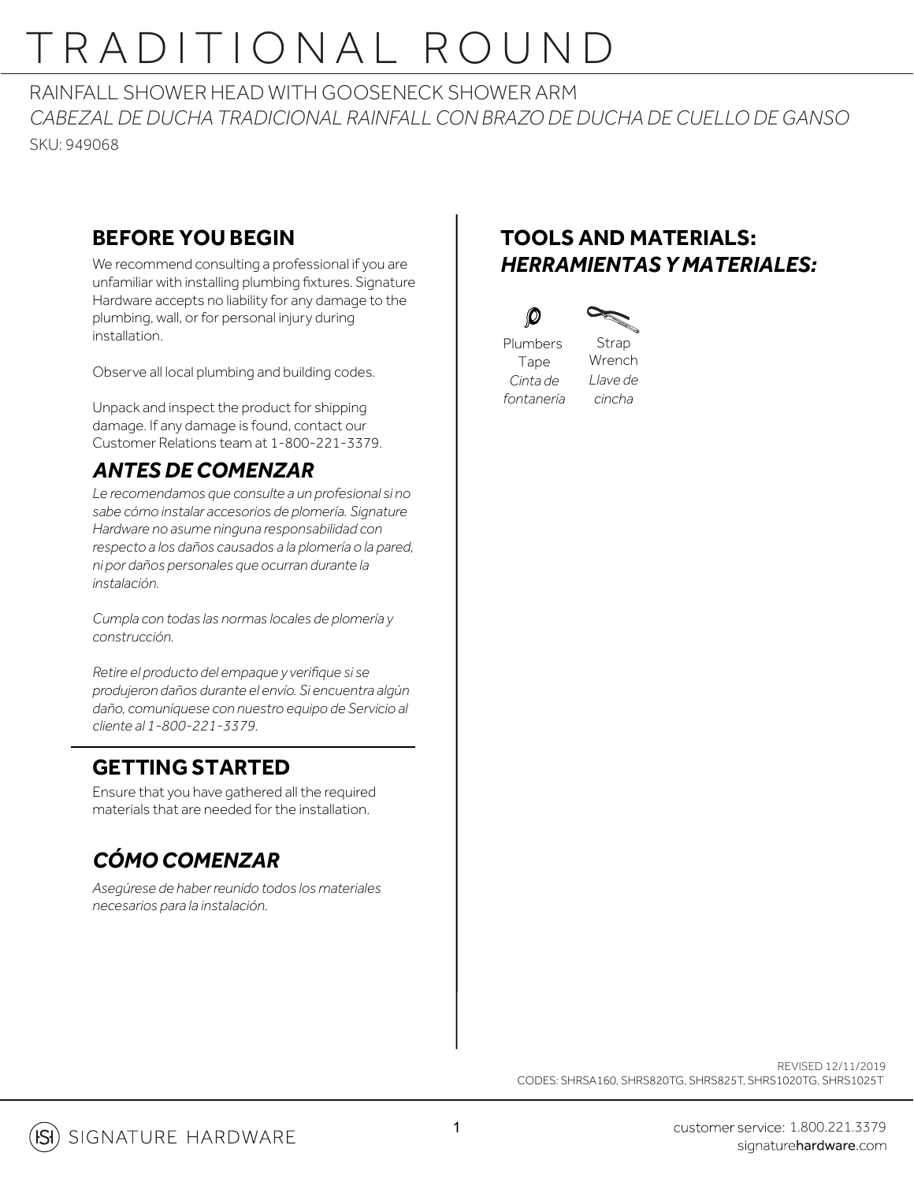# TRADITIONAL ROUND

RAINFALL SHOWER HEAD WITH GOOSENECK SHOWER ARM

*CABEZAL DE DUCHA TRADICIONAL RAINFALL CON BRAZO DE DUCHA DE CUELLO DE GANSO*

SKU: 949068

## BEFORE YOU BEGIN

We recommend consulting a professional if you are unfamiliar with installing plumbing fixtures. Signature Hardware accepts no liability for any damage to the plumbing, wall, or for personal injury during installation.

Observe all local plumbing and building codes.

Unpack and inspect the product for shipping damage. If any damage is found, contact our Customer Relations team at 1-800-221-3379.

## *ANTES DE COMENZAR*

*Le recomendamos que consulte a un profesional si no sabe cómo instalar accesorios de plomería. Signature Hardware no asume ninguna responsabilidad con respecto a los daños causados a la plomería o la pared, ni por daños personales que ocurran durante la instalación.*

*Cumpla con todas las normas locales de plomería y construcción.*

*Retire el producto del empaque y verifique si se produjeron daños durante el envío. Si encuentra algún daño, comuníquese con nuestro equipo de Servicio al cliente al 1-800-221-3379.*

## GETTING STARTED

Ensure that you have gathered all the required materials that are needed for the installation.

## *CÓMO COMENZAR*

*Asegúrese de haber reunido todos los materiales necesarios para la instalación.*

## TOOLS AND MATERIALS:
## *HERRAMIENTAS Y MATERIALES:*

- Plumbers Tape / *Cinta de fontanería*
- Strap Wrench / *Llave de cincha*

REVISED 12/11/2019

CODES: SHRSA160, SHRS820TG, SHRS825T, SHRS1020TG, SHRS1025T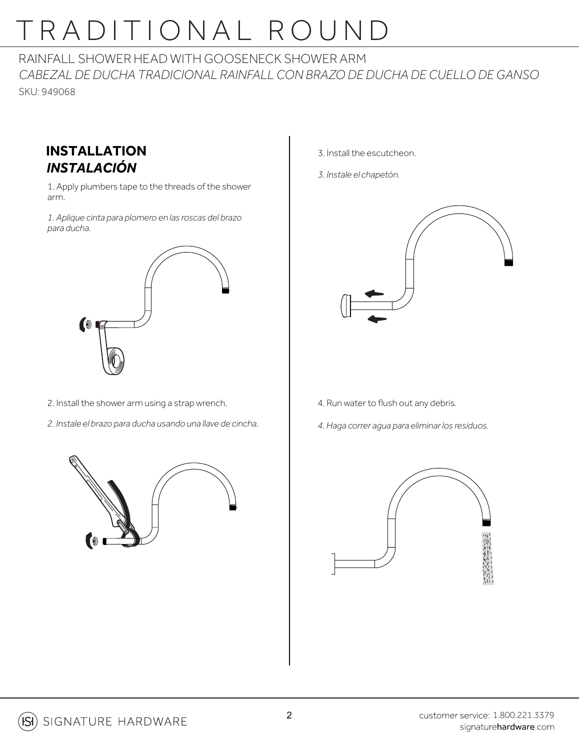# TRADITIONAL ROUND

RAINFALL SHOWER HEAD WITH GOOSENECK SHOWER ARM

*CABEZAL DE DUCHA TRADICIONAL RAINFALL CON BRAZO DE DUCHA DE CUELLO DE GANSO*

SKU: 949068

## INSTALLATION
## *INSTALACIÓN*

1. Apply plumbers tape to the threads of the shower arm.

*1. Aplique cinta para plomero en las roscas del brazo para ducha.*

2. Install the shower arm using a strap wrench.

*2. Instale el brazo para ducha usando una llave de cincha.*

3. Install the escutcheon.

*3. Instale el chapetón.*

4. Run water to flush out any debris.

*4. Haga correr agua para eliminar los residuos.*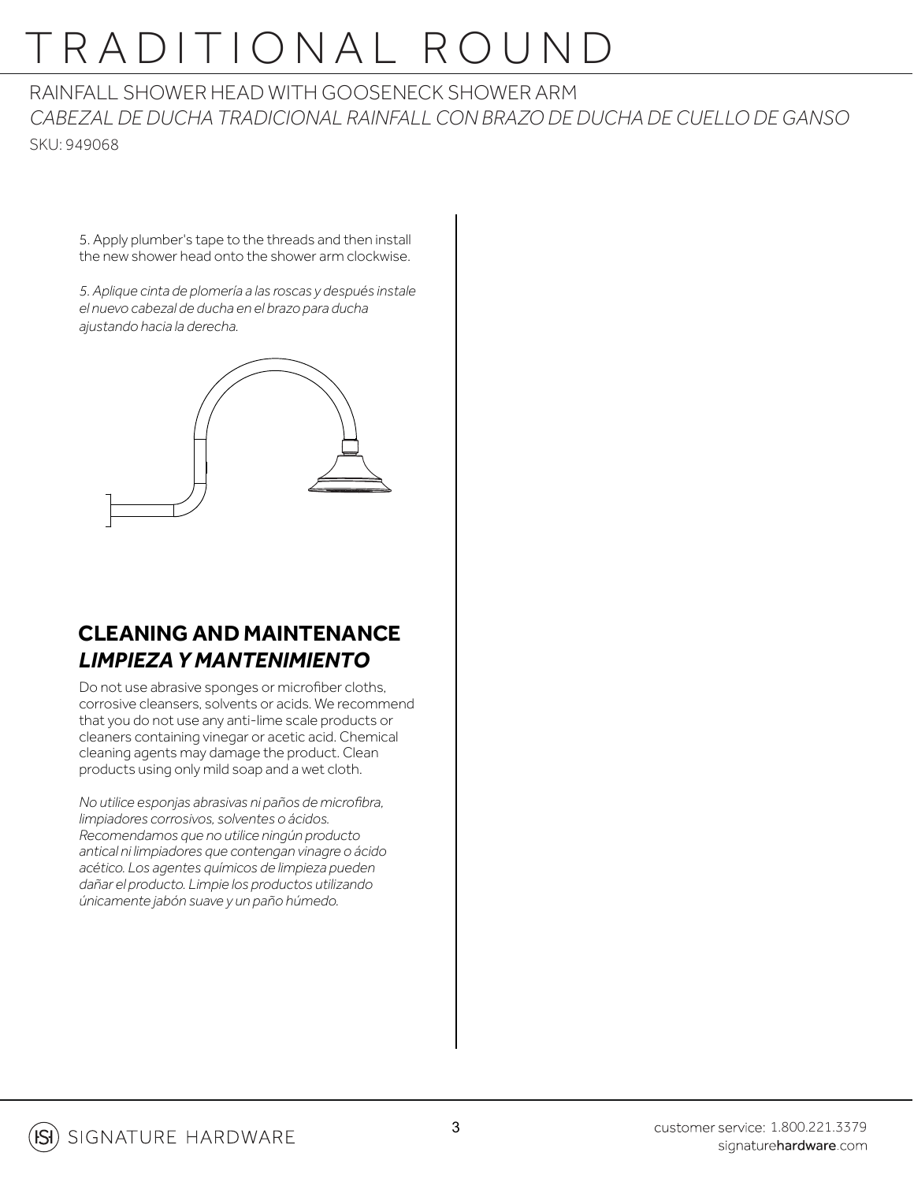5. Apply plumber's tape to the threads and then install the new shower head onto the shower arm clockwise.

*5. Aplique cinta de plomería a las roscas y después instale el nuevo cabezal de ducha en el brazo para ducha ajustando hacia la derecha.*

## CLEANING AND MAINTENANCE
## *LIMPIEZA Y MANTENIMIENTO*

Do not use abrasive sponges or microfiber cloths, corrosive cleansers, solvents or acids. We recommend that you do not use any anti-lime scale products or cleaners containing vinegar or acetic acid. Chemical cleaning agents may damage the product. Clean products using only mild soap and a wet cloth.

*No utilice esponjas abrasivas ni paños de microfibra, limpiadores corrosivos, solventes o ácidos. Recomendamos que no utilice ningún producto antical ni limpiadores que contengan vinagre o ácido acético. Los agentes químicos de limpieza pueden dañar el producto. Limpie los productos utilizando únicamente jabón suave y un paño húmedo.*